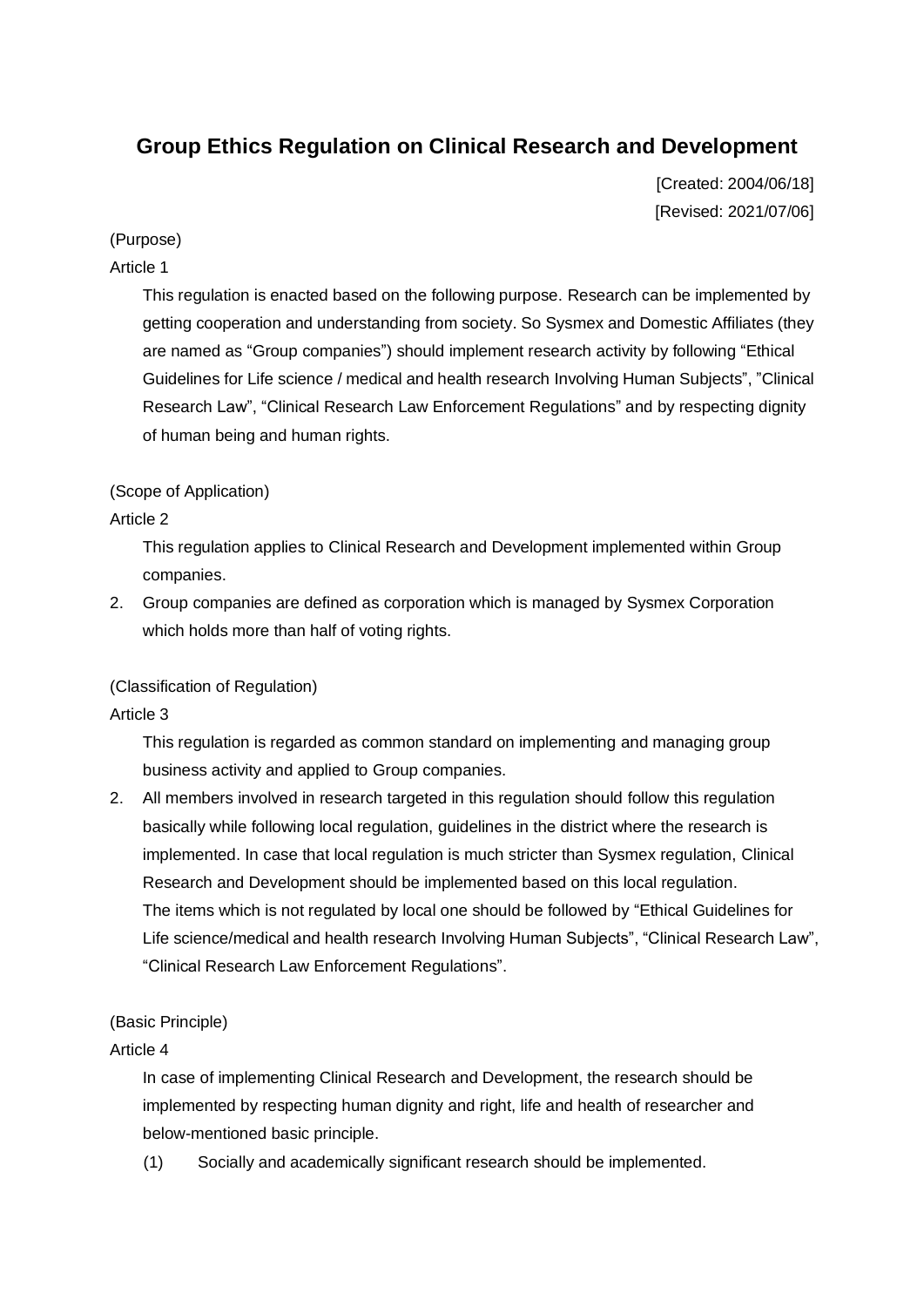# Group Ethics Regulation on Clinical Research and Development

[Created: 2004/06/18]
[Revised: 2021/07/06]

(Purpose)

Article 1

This regulation is enacted based on the following purpose. Research can be implemented by getting cooperation and understanding from society. So Sysmex and Domestic Affiliates (they are named as "Group companies") should implement research activity by following "Ethical Guidelines for Life science / medical and health research Involving Human Subjects", "Clinical Research Law", "Clinical Research Law Enforcement Regulations" and by respecting dignity of human being and human rights.

(Scope of Application)

Article 2

This regulation applies to Clinical Research and Development implemented within Group companies.

2. Group companies are defined as corporation which is managed by Sysmex Corporation which holds more than half of voting rights.

(Classification of Regulation)

Article 3

This regulation is regarded as common standard on implementing and managing group business activity and applied to Group companies.

2. All members involved in research targeted in this regulation should follow this regulation basically while following local regulation, guidelines in the district where the research is implemented. In case that local regulation is much stricter than Sysmex regulation, Clinical Research and Development should be implemented based on this local regulation.
The items which is not regulated by local one should be followed by "Ethical Guidelines for Life science/medical and health research Involving Human Subjects", "Clinical Research Law", "Clinical Research Law Enforcement Regulations".

(Basic Principle)

Article 4

In case of implementing Clinical Research and Development, the research should be implemented by respecting human dignity and right, life and health of researcher and below-mentioned basic principle.

(1) Socially and academically significant research should be implemented.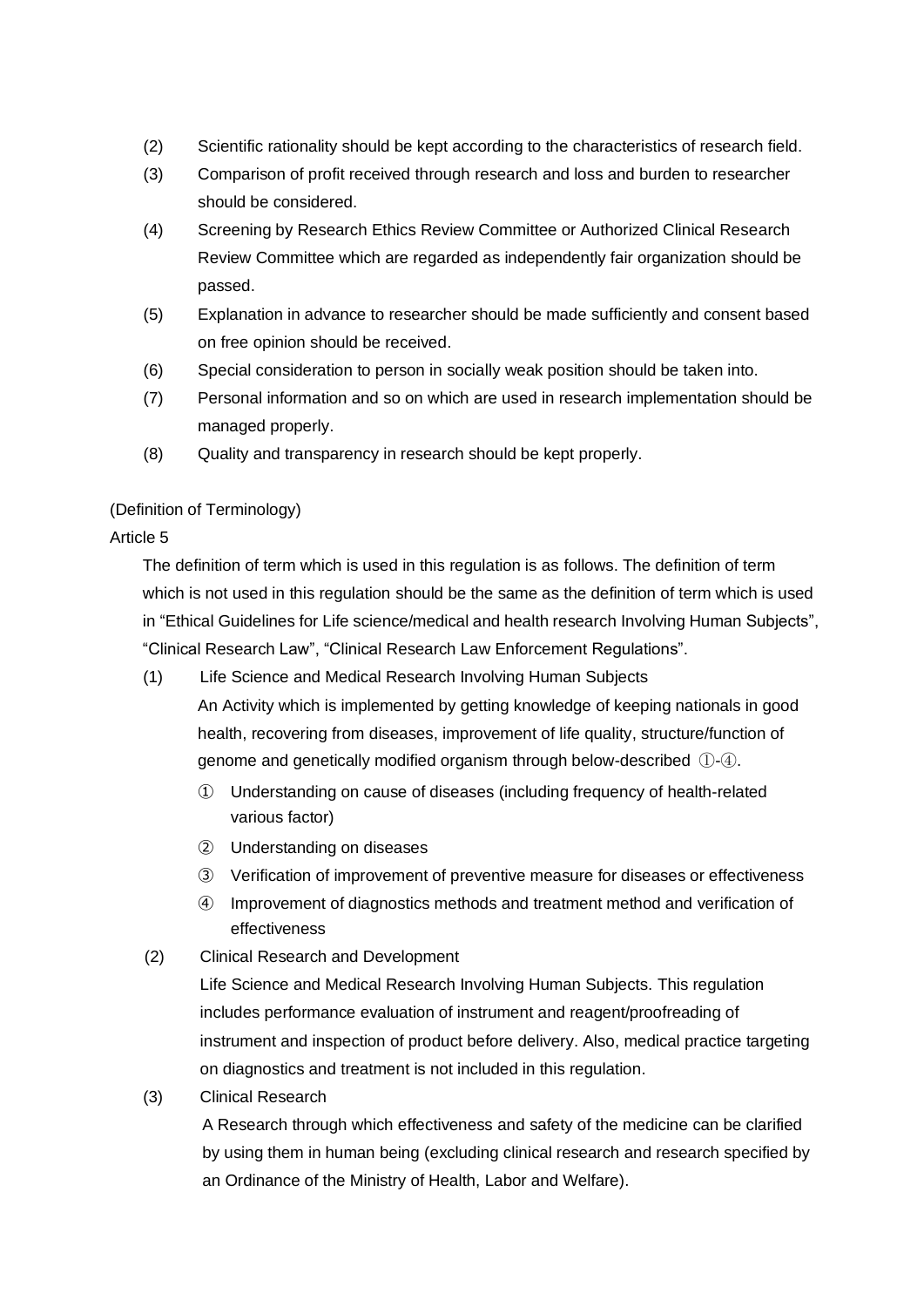(2) Scientific rationality should be kept according to the characteristics of research field.

(3) Comparison of profit received through research and loss and burden to researcher should be considered.

(4) Screening by Research Ethics Review Committee or Authorized Clinical Research Review Committee which are regarded as independently fair organization should be passed.

(5) Explanation in advance to researcher should be made sufficiently and consent based on free opinion should be received.

(6) Special consideration to person in socially weak position should be taken into.

(7) Personal information and so on which are used in research implementation should be managed properly.

(8) Quality and transparency in research should be kept properly.

(Definition of Terminology)

Article 5

The definition of term which is used in this regulation is as follows. The definition of term which is not used in this regulation should be the same as the definition of term which is used in “Ethical Guidelines for Life science/medical and health research Involving Human Subjects”, “Clinical Research Law”, “Clinical Research Law Enforcement Regulations”.

(1) Life Science and Medical Research Involving Human Subjects

An Activity which is implemented by getting knowledge of keeping nationals in good health, recovering from diseases, improvement of life quality, structure/function of genome and genetically modified organism through below-described ①-④.

① Understanding on cause of diseases (including frequency of health-related various factor)

② Understanding on diseases

③ Verification of improvement of preventive measure for diseases or effectiveness

④ Improvement of diagnostics methods and treatment method and verification of effectiveness

(2) Clinical Research and Development

Life Science and Medical Research Involving Human Subjects. This regulation includes performance evaluation of instrument and reagent/proofreading of instrument and inspection of product before delivery. Also, medical practice targeting on diagnostics and treatment is not included in this regulation.

(3) Clinical Research

A Research through which effectiveness and safety of the medicine can be clarified by using them in human being (excluding clinical research and research specified by an Ordinance of the Ministry of Health, Labor and Welfare).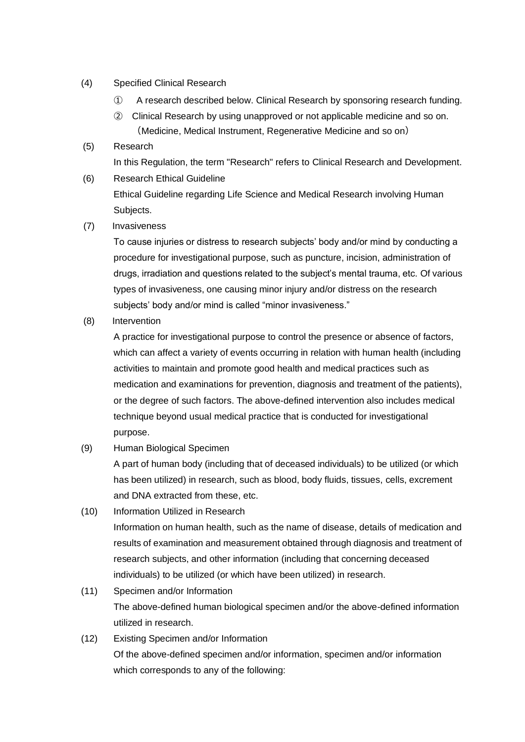(4) Specified Clinical Research

① A research described below. Clinical Research by sponsoring research funding.

② Clinical Research by using unapproved or not applicable medicine and so on.
（Medicine, Medical Instrument, Regenerative Medicine and so on）

(5) Research

In this Regulation, the term "Research" refers to Clinical Research and Development.

(6) Research Ethical Guideline

Ethical Guideline regarding Life Science and Medical Research involving Human Subjects.

(7) Invasiveness

To cause injuries or distress to research subjects' body and/or mind by conducting a procedure for investigational purpose, such as puncture, incision, administration of drugs, irradiation and questions related to the subject's mental trauma, etc. Of various types of invasiveness, one causing minor injury and/or distress on the research subjects' body and/or mind is called "minor invasiveness."

(8) Intervention

A practice for investigational purpose to control the presence or absence of factors, which can affect a variety of events occurring in relation with human health (including activities to maintain and promote good health and medical practices such as medication and examinations for prevention, diagnosis and treatment of the patients), or the degree of such factors. The above-defined intervention also includes medical technique beyond usual medical practice that is conducted for investigational purpose.

(9) Human Biological Specimen

A part of human body (including that of deceased individuals) to be utilized (or which has been utilized) in research, such as blood, body fluids, tissues, cells, excrement and DNA extracted from these, etc.

(10) Information Utilized in Research

Information on human health, such as the name of disease, details of medication and results of examination and measurement obtained through diagnosis and treatment of research subjects, and other information (including that concerning deceased individuals) to be utilized (or which have been utilized) in research.

(11) Specimen and/or Information

The above-defined human biological specimen and/or the above-defined information utilized in research.

(12) Existing Specimen and/or Information

Of the above-defined specimen and/or information, specimen and/or information which corresponds to any of the following: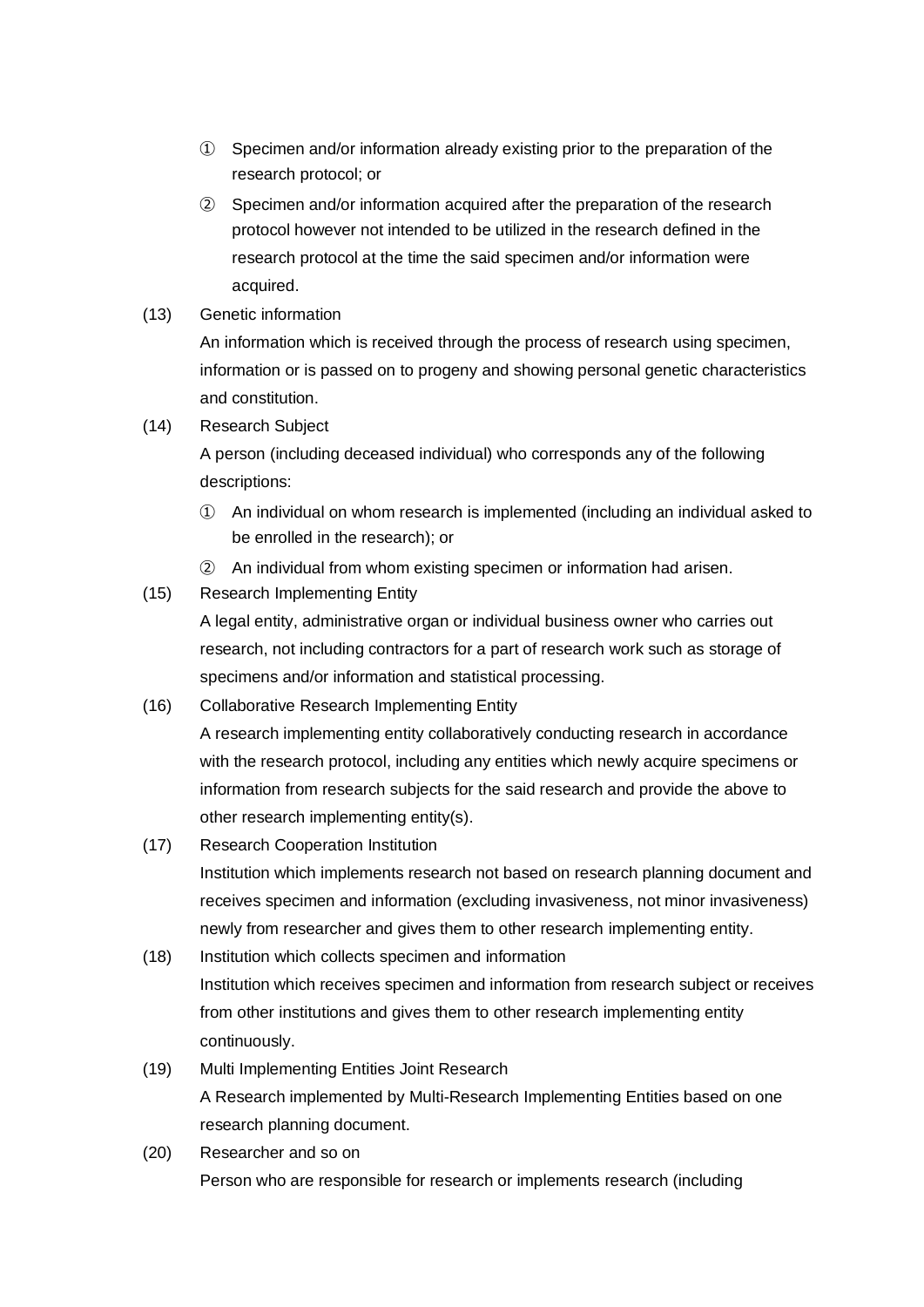① Specimen and/or information already existing prior to the preparation of the research protocol; or

② Specimen and/or information acquired after the preparation of the research protocol however not intended to be utilized in the research defined in the research protocol at the time the said specimen and/or information were acquired.

(13) Genetic information

An information which is received through the process of research using specimen, information or is passed on to progeny and showing personal genetic characteristics and constitution.

(14) Research Subject

A person (including deceased individual) who corresponds any of the following descriptions:

① An individual on whom research is implemented (including an individual asked to be enrolled in the research); or

② An individual from whom existing specimen or information had arisen.

(15) Research Implementing Entity

A legal entity, administrative organ or individual business owner who carries out research, not including contractors for a part of research work such as storage of specimens and/or information and statistical processing.

(16) Collaborative Research Implementing Entity

A research implementing entity collaboratively conducting research in accordance with the research protocol, including any entities which newly acquire specimens or information from research subjects for the said research and provide the above to other research implementing entity(s).

(17) Research Cooperation Institution

Institution which implements research not based on research planning document and receives specimen and information (excluding invasiveness, not minor invasiveness) newly from researcher and gives them to other research implementing entity.

(18) Institution which collects specimen and information

Institution which receives specimen and information from research subject or receives from other institutions and gives them to other research implementing entity continuously.

(19) Multi Implementing Entities Joint Research

A Research implemented by Multi-Research Implementing Entities based on one research planning document.

(20) Researcher and so on

Person who are responsible for research or implements research (including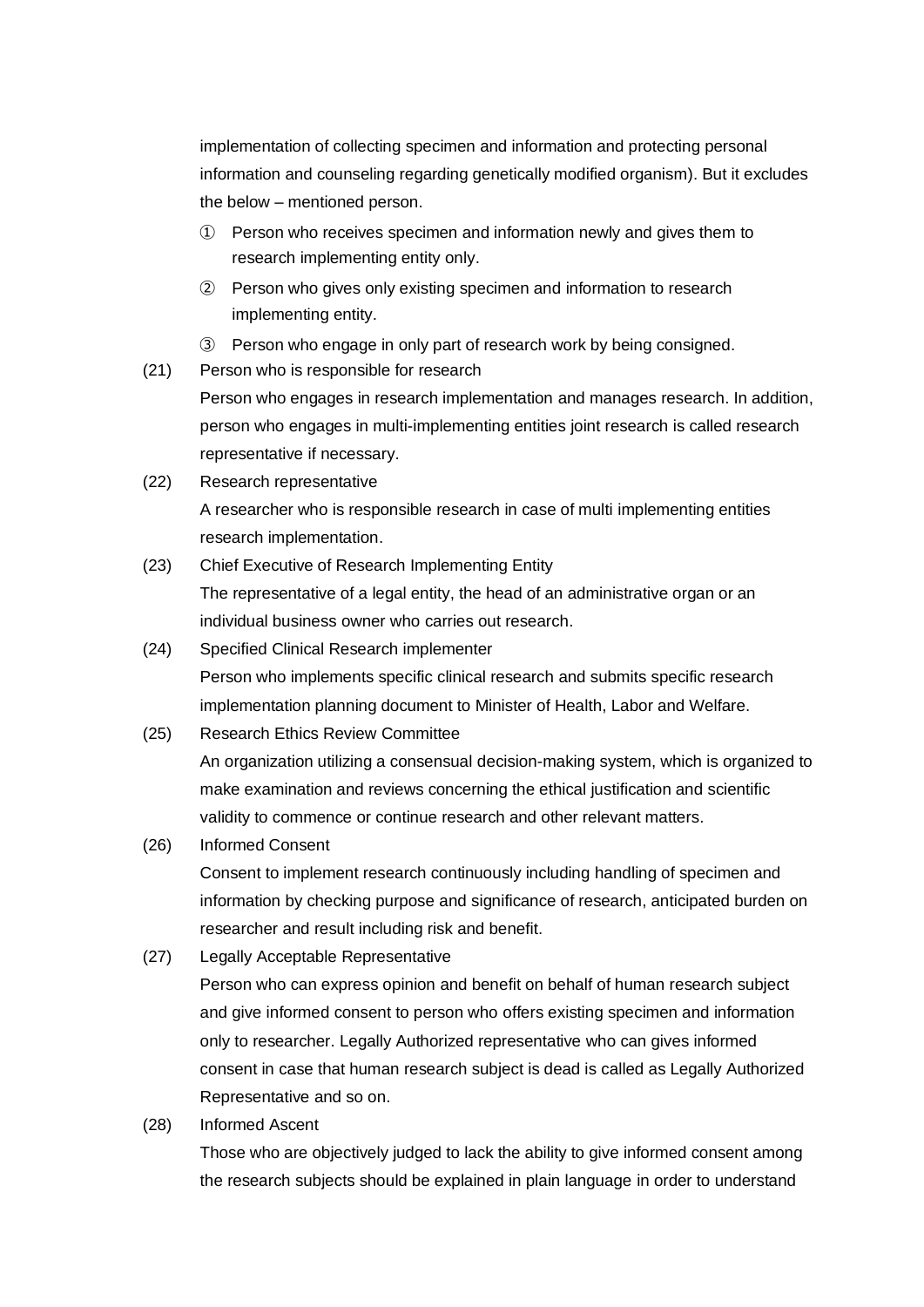implementation of collecting specimen and information and protecting personal information and counseling regarding genetically modified organism). But it excludes the below – mentioned person.

① Person who receives specimen and information newly and gives them to research implementing entity only.

② Person who gives only existing specimen and information to research implementing entity.

③ Person who engage in only part of research work by being consigned.

(21) Person who is responsible for research

Person who engages in research implementation and manages research. In addition, person who engages in multi-implementing entities joint research is called research representative if necessary.

(22) Research representative

A researcher who is responsible research in case of multi implementing entities research implementation.

(23) Chief Executive of Research Implementing Entity

The representative of a legal entity, the head of an administrative organ or an individual business owner who carries out research.

(24) Specified Clinical Research implementer

Person who implements specific clinical research and submits specific research implementation planning document to Minister of Health, Labor and Welfare.

(25) Research Ethics Review Committee

An organization utilizing a consensual decision-making system, which is organized to make examination and reviews concerning the ethical justification and scientific validity to commence or continue research and other relevant matters.

(26) Informed Consent

Consent to implement research continuously including handling of specimen and information by checking purpose and significance of research, anticipated burden on researcher and result including risk and benefit.

(27) Legally Acceptable Representative

Person who can express opinion and benefit on behalf of human research subject and give informed consent to person who offers existing specimen and information only to researcher. Legally Authorized representative who can gives informed consent in case that human research subject is dead is called as Legally Authorized Representative and so on.

(28) Informed Ascent

Those who are objectively judged to lack the ability to give informed consent among the research subjects should be explained in plain language in order to understand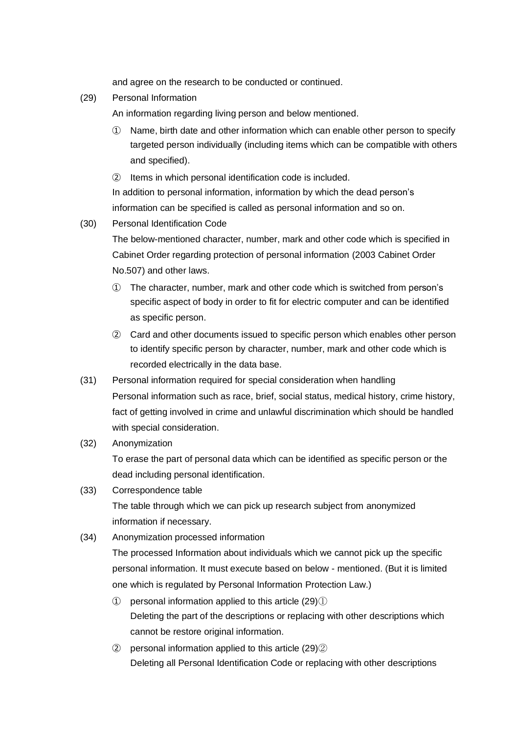and agree on the research to be conducted or continued.

(29) Personal Information

An information regarding living person and below mentioned.

① Name, birth date and other information which can enable other person to specify targeted person individually (including items which can be compatible with others and specified).

② Items in which personal identification code is included.

In addition to personal information, information by which the dead person's information can be specified is called as personal information and so on.

(30) Personal Identification Code

The below-mentioned character, number, mark and other code which is specified in Cabinet Order regarding protection of personal information (2003 Cabinet Order No.507) and other laws.

① The character, number, mark and other code which is switched from person's specific aspect of body in order to fit for electric computer and can be identified as specific person.

② Card and other documents issued to specific person which enables other person to identify specific person by character, number, mark and other code which is recorded electrically in the data base.

(31) Personal information required for special consideration when handling

Personal information such as race, brief, social status, medical history, crime history, fact of getting involved in crime and unlawful discrimination which should be handled with special consideration.

(32) Anonymization

To erase the part of personal data which can be identified as specific person or the dead including personal identification.

(33) Correspondence table

The table through which we can pick up research subject from anonymized information if necessary.

(34) Anonymization processed information

The processed Information about individuals which we cannot pick up the specific personal information. It must execute based on below - mentioned. (But it is limited one which is regulated by Personal Information Protection Law.)

① personal information applied to this article (29)①

Deleting the part of the descriptions or replacing with other descriptions which cannot be restore original information.

② personal information applied to this article (29)②

Deleting all Personal Identification Code or replacing with other descriptions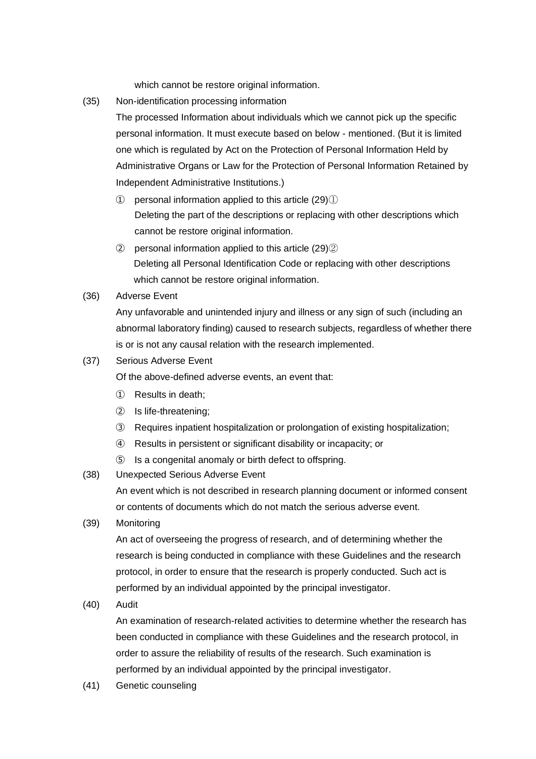which cannot be restore original information.

(35) Non-identification processing information

The processed Information about individuals which we cannot pick up the specific personal information. It must execute based on below - mentioned. (But it is limited one which is regulated by Act on the Protection of Personal Information Held by Administrative Organs or Law for the Protection of Personal Information Retained by Independent Administrative Institutions.)

① personal information applied to this article (29)①
Deleting the part of the descriptions or replacing with other descriptions which cannot be restore original information.

② personal information applied to this article (29)②
Deleting all Personal Identification Code or replacing with other descriptions which cannot be restore original information.

(36) Adverse Event

Any unfavorable and unintended injury and illness or any sign of such (including an abnormal laboratory finding) caused to research subjects, regardless of whether there is or is not any causal relation with the research implemented.

(37) Serious Adverse Event

Of the above-defined adverse events, an event that:

① Results in death;

② Is life-threatening;

③ Requires inpatient hospitalization or prolongation of existing hospitalization;

④ Results in persistent or significant disability or incapacity; or

⑤ Is a congenital anomaly or birth defect to offspring.

(38) Unexpected Serious Adverse Event

An event which is not described in research planning document or informed consent or contents of documents which do not match the serious adverse event.

(39) Monitoring

An act of overseeing the progress of research, and of determining whether the research is being conducted in compliance with these Guidelines and the research protocol, in order to ensure that the research is properly conducted. Such act is performed by an individual appointed by the principal investigator.

(40) Audit

An examination of research-related activities to determine whether the research has been conducted in compliance with these Guidelines and the research protocol, in order to assure the reliability of results of the research. Such examination is performed by an individual appointed by the principal investigator.

(41) Genetic counseling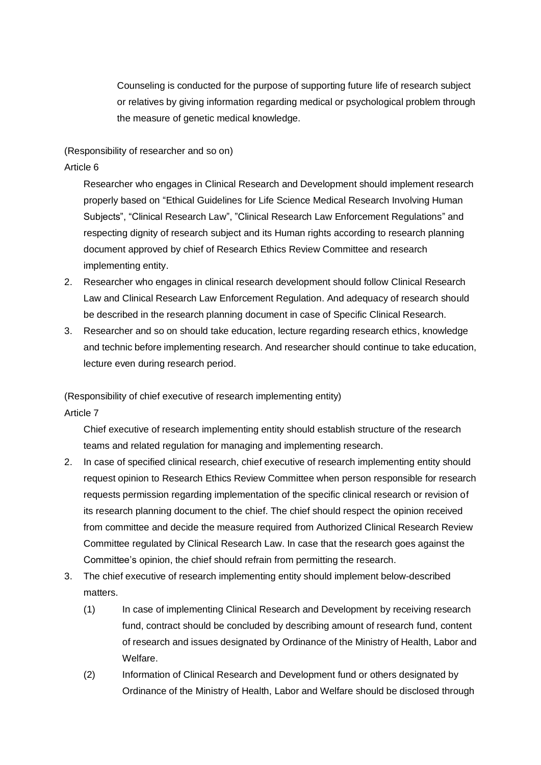Counseling is conducted for the purpose of supporting future life of research subject or relatives by giving information regarding medical or psychological problem through the measure of genetic medical knowledge.

(Responsibility of researcher and so on)

Article 6

Researcher who engages in Clinical Research and Development should implement research properly based on “Ethical Guidelines for Life Science Medical Research Involving Human Subjects”, “Clinical Research Law”, ”Clinical Research Law Enforcement Regulations” and respecting dignity of research subject and its Human rights according to research planning document approved by chief of Research Ethics Review Committee and research implementing entity.

2. Researcher who engages in clinical research development should follow Clinical Research Law and Clinical Research Law Enforcement Regulation. And adequacy of research should be described in the research planning document in case of Specific Clinical Research.
3. Researcher and so on should take education, lecture regarding research ethics, knowledge and technic before implementing research. And researcher should continue to take education, lecture even during research period.

(Responsibility of chief executive of research implementing entity)

Article 7

Chief executive of research implementing entity should establish structure of the research teams and related regulation for managing and implementing research.

2. In case of specified clinical research, chief executive of research implementing entity should request opinion to Research Ethics Review Committee when person responsible for research requests permission regarding implementation of the specific clinical research or revision of its research planning document to the chief. The chief should respect the opinion received from committee and decide the measure required from Authorized Clinical Research Review Committee regulated by Clinical Research Law. In case that the research goes against the Committee’s opinion, the chief should refrain from permitting the research.
3. The chief executive of research implementing entity should implement below-described matters.
   (1) In case of implementing Clinical Research and Development by receiving research fund, contract should be concluded by describing amount of research fund, content of research and issues designated by Ordinance of the Ministry of Health, Labor and Welfare.
   (2) Information of Clinical Research and Development fund or others designated by Ordinance of the Ministry of Health, Labor and Welfare should be disclosed through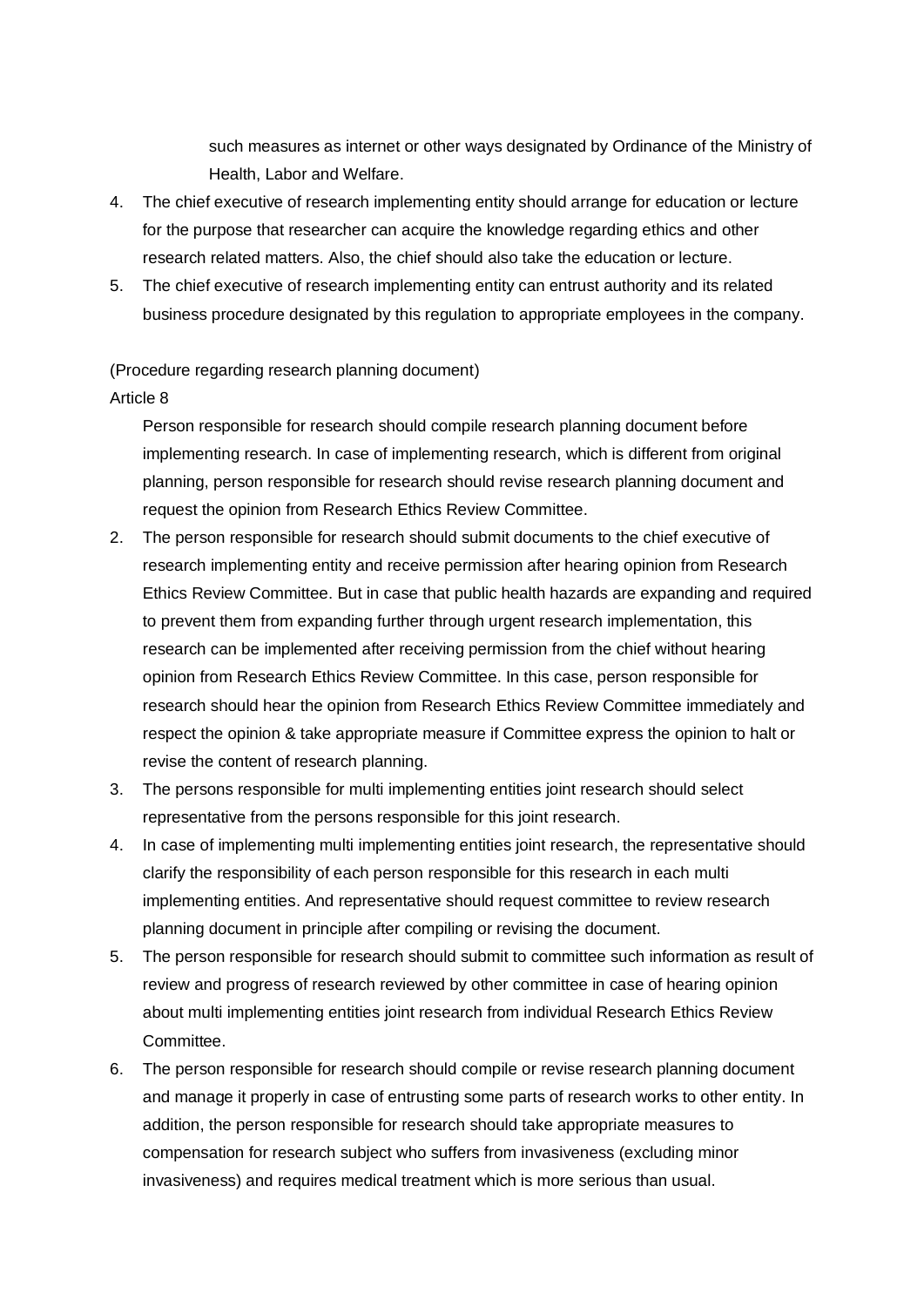such measures as internet or other ways designated by Ordinance of the Ministry of Health, Labor and Welfare.

4. The chief executive of research implementing entity should arrange for education or lecture for the purpose that researcher can acquire the knowledge regarding ethics and other research related matters. Also, the chief should also take the education or lecture.
5. The chief executive of research implementing entity can entrust authority and its related business procedure designated by this regulation to appropriate employees in the company.

(Procedure regarding research planning document)

Article 8

Person responsible for research should compile research planning document before implementing research. In case of implementing research, which is different from original planning, person responsible for research should revise research planning document and request the opinion from Research Ethics Review Committee.

2. The person responsible for research should submit documents to the chief executive of research implementing entity and receive permission after hearing opinion from Research Ethics Review Committee. But in case that public health hazards are expanding and required to prevent them from expanding further through urgent research implementation, this research can be implemented after receiving permission from the chief without hearing opinion from Research Ethics Review Committee. In this case, person responsible for research should hear the opinion from Research Ethics Review Committee immediately and respect the opinion & take appropriate measure if Committee express the opinion to halt or revise the content of research planning.
3. The persons responsible for multi implementing entities joint research should select representative from the persons responsible for this joint research.
4. In case of implementing multi implementing entities joint research, the representative should clarify the responsibility of each person responsible for this research in each multi implementing entities. And representative should request committee to review research planning document in principle after compiling or revising the document.
5. The person responsible for research should submit to committee such information as result of review and progress of research reviewed by other committee in case of hearing opinion about multi implementing entities joint research from individual Research Ethics Review Committee.
6. The person responsible for research should compile or revise research planning document and manage it properly in case of entrusting some parts of research works to other entity. In addition, the person responsible for research should take appropriate measures to compensation for research subject who suffers from invasiveness (excluding minor invasiveness) and requires medical treatment which is more serious than usual.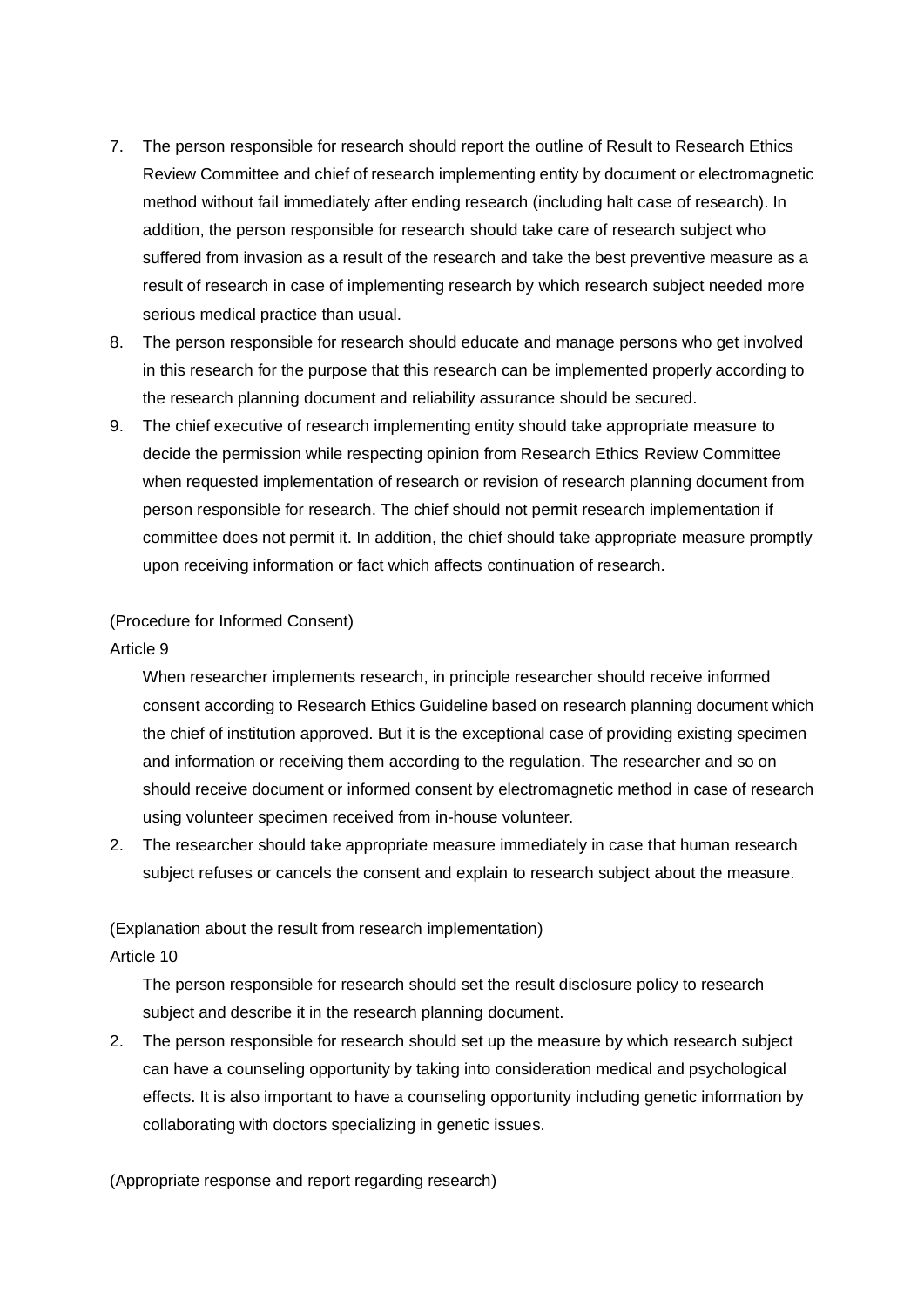7. The person responsible for research should report the outline of Result to Research Ethics Review Committee and chief of research implementing entity by document or electromagnetic method without fail immediately after ending research (including halt case of research). In addition, the person responsible for research should take care of research subject who suffered from invasion as a result of the research and take the best preventive measure as a result of research in case of implementing research by which research subject needed more serious medical practice than usual.
8. The person responsible for research should educate and manage persons who get involved in this research for the purpose that this research can be implemented properly according to the research planning document and reliability assurance should be secured.
9. The chief executive of research implementing entity should take appropriate measure to decide the permission while respecting opinion from Research Ethics Review Committee when requested implementation of research or revision of research planning document from person responsible for research. The chief should not permit research implementation if committee does not permit it. In addition, the chief should take appropriate measure promptly upon receiving information or fact which affects continuation of research.

(Procedure for Informed Consent)

Article 9

When researcher implements research, in principle researcher should receive informed consent according to Research Ethics Guideline based on research planning document which the chief of institution approved. But it is the exceptional case of providing existing specimen and information or receiving them according to the regulation. The researcher and so on should receive document or informed consent by electromagnetic method in case of research using volunteer specimen received from in-house volunteer.

2. The researcher should take appropriate measure immediately in case that human research subject refuses or cancels the consent and explain to research subject about the measure.

(Explanation about the result from research implementation)

Article 10

The person responsible for research should set the result disclosure policy to research subject and describe it in the research planning document.

2. The person responsible for research should set up the measure by which research subject can have a counseling opportunity by taking into consideration medical and psychological effects. It is also important to have a counseling opportunity including genetic information by collaborating with doctors specializing in genetic issues.

(Appropriate response and report regarding research)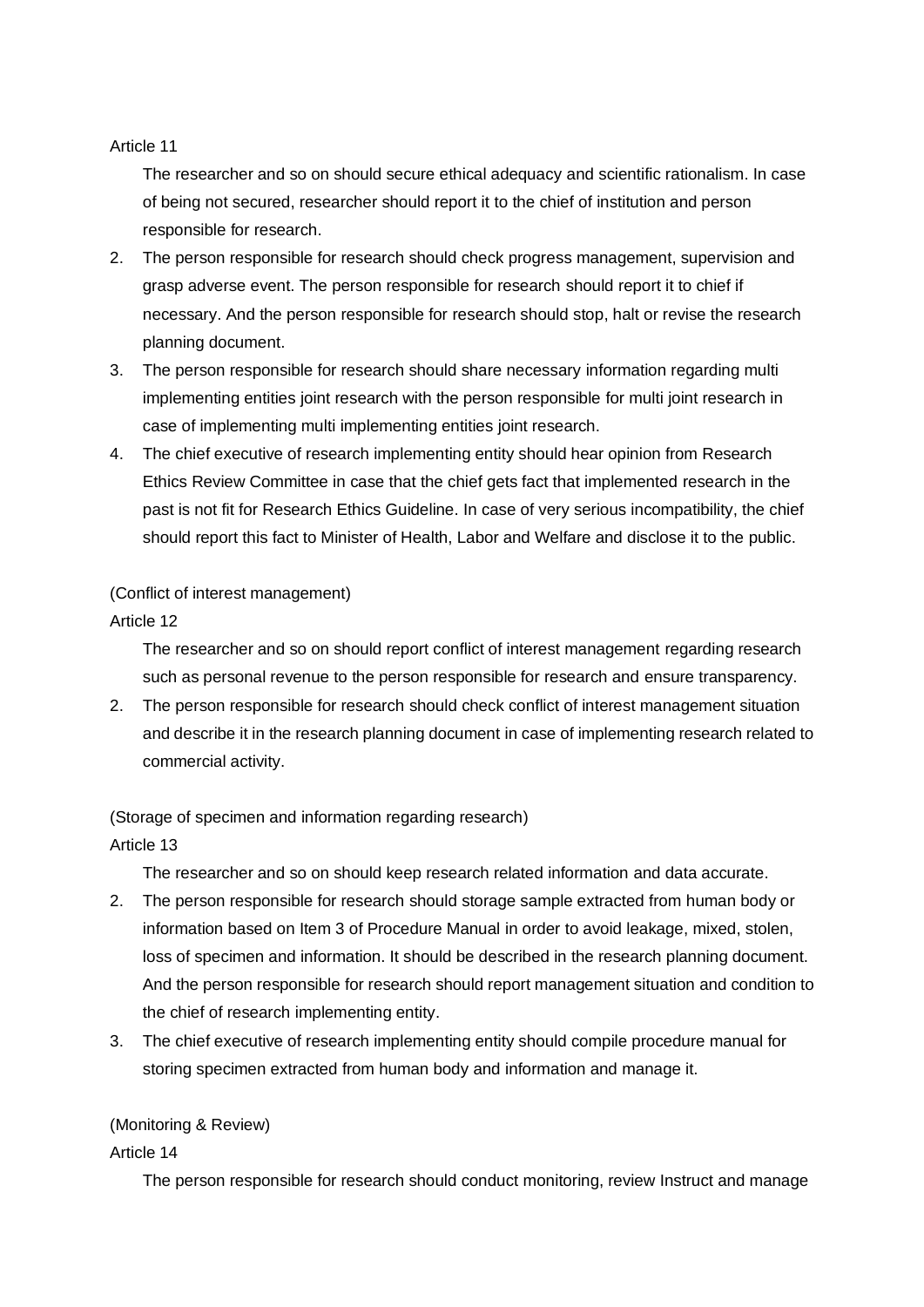Article 11

The researcher and so on should secure ethical adequacy and scientific rationalism. In case of being not secured, researcher should report it to the chief of institution and person responsible for research.

2. The person responsible for research should check progress management, supervision and grasp adverse event. The person responsible for research should report it to chief if necessary. And the person responsible for research should stop, halt or revise the research planning document.
3. The person responsible for research should share necessary information regarding multi implementing entities joint research with the person responsible for multi joint research in case of implementing multi implementing entities joint research.
4. The chief executive of research implementing entity should hear opinion from Research Ethics Review Committee in case that the chief gets fact that implemented research in the past is not fit for Research Ethics Guideline. In case of very serious incompatibility, the chief should report this fact to Minister of Health, Labor and Welfare and disclose it to the public.

(Conflict of interest management)

Article 12

The researcher and so on should report conflict of interest management regarding research such as personal revenue to the person responsible for research and ensure transparency.

2. The person responsible for research should check conflict of interest management situation and describe it in the research planning document in case of implementing research related to commercial activity.

(Storage of specimen and information regarding research)

Article 13

The researcher and so on should keep research related information and data accurate.

2. The person responsible for research should storage sample extracted from human body or information based on Item 3 of Procedure Manual in order to avoid leakage, mixed, stolen, loss of specimen and information. It should be described in the research planning document. And the person responsible for research should report management situation and condition to the chief of research implementing entity.
3. The chief executive of research implementing entity should compile procedure manual for storing specimen extracted from human body and information and manage it.

(Monitoring & Review)

Article 14

The person responsible for research should conduct monitoring, review Instruct and manage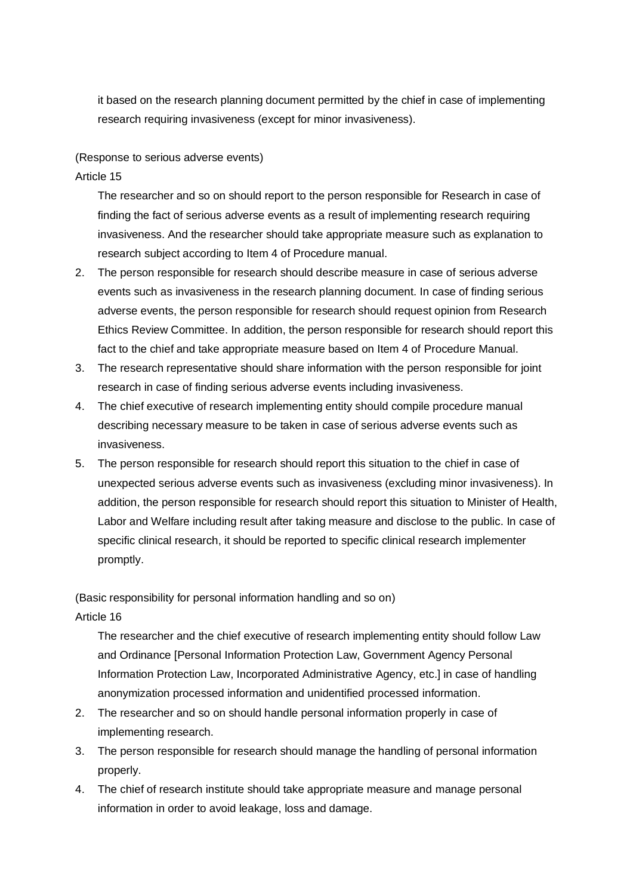it based on the research planning document permitted by the chief in case of implementing research requiring invasiveness (except for minor invasiveness).

(Response to serious adverse events)

Article 15

The researcher and so on should report to the person responsible for Research in case of finding the fact of serious adverse events as a result of implementing research requiring invasiveness. And the researcher should take appropriate measure such as explanation to research subject according to Item 4 of Procedure manual.

2. The person responsible for research should describe measure in case of serious adverse events such as invasiveness in the research planning document. In case of finding serious adverse events, the person responsible for research should request opinion from Research Ethics Review Committee. In addition, the person responsible for research should report this fact to the chief and take appropriate measure based on Item 4 of Procedure Manual.
3. The research representative should share information with the person responsible for joint research in case of finding serious adverse events including invasiveness.
4. The chief executive of research implementing entity should compile procedure manual describing necessary measure to be taken in case of serious adverse events such as invasiveness.
5. The person responsible for research should report this situation to the chief in case of unexpected serious adverse events such as invasiveness (excluding minor invasiveness). In addition, the person responsible for research should report this situation to Minister of Health, Labor and Welfare including result after taking measure and disclose to the public. In case of specific clinical research, it should be reported to specific clinical research implementer promptly.

(Basic responsibility for personal information handling and so on)

Article 16

The researcher and the chief executive of research implementing entity should follow Law and Ordinance [Personal Information Protection Law, Government Agency Personal Information Protection Law, Incorporated Administrative Agency, etc.] in case of handling anonymization processed information and unidentified processed information.

2. The researcher and so on should handle personal information properly in case of implementing research.
3. The person responsible for research should manage the handling of personal information properly.
4. The chief of research institute should take appropriate measure and manage personal information in order to avoid leakage, loss and damage.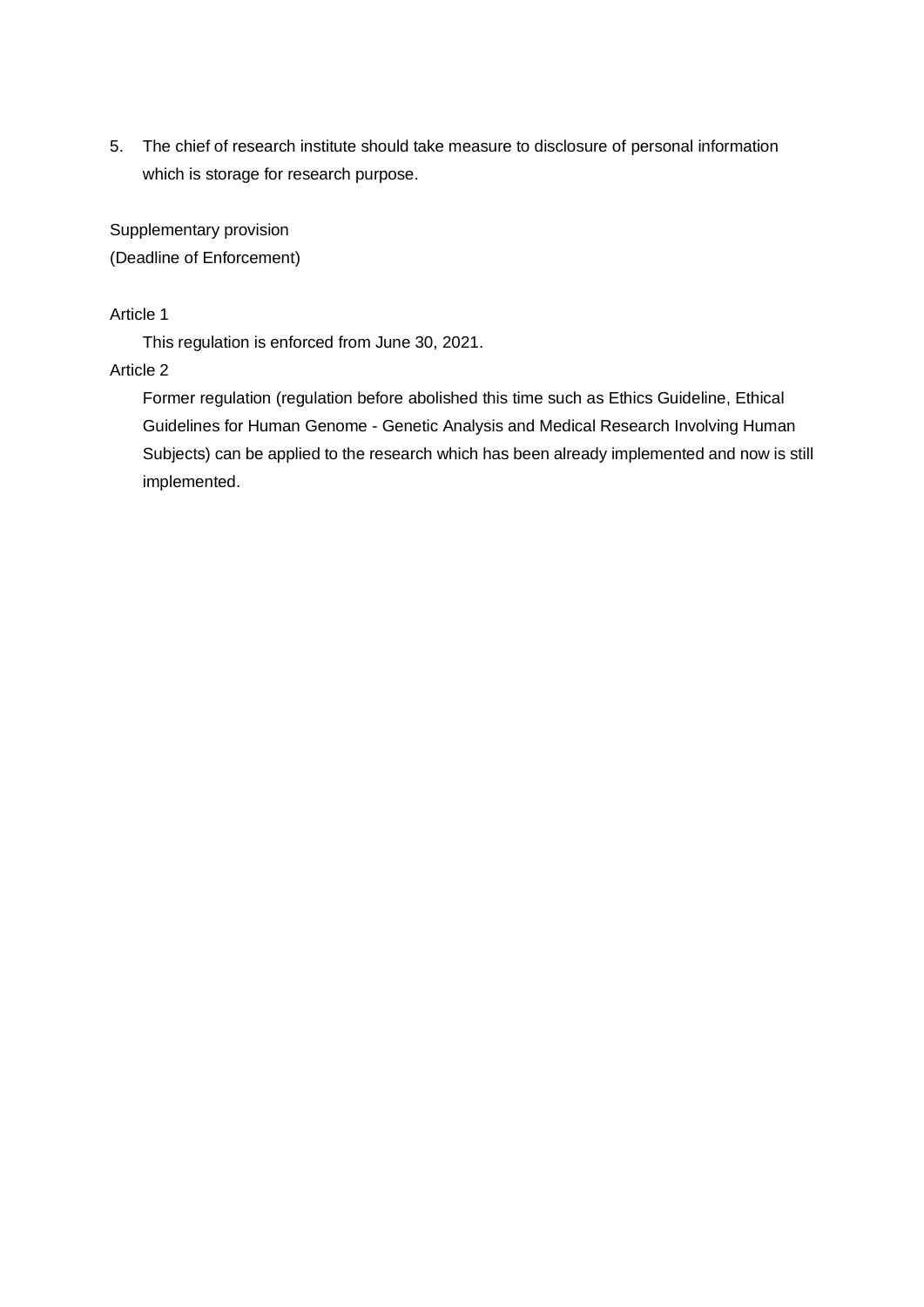5. The chief of research institute should take measure to disclosure of personal information which is storage for research purpose.

Supplementary provision
(Deadline of Enforcement)

Article 1

This regulation is enforced from June 30, 2021.

Article 2

Former regulation (regulation before abolished this time such as Ethics Guideline, Ethical Guidelines for Human Genome - Genetic Analysis and Medical Research Involving Human Subjects) can be applied to the research which has been already implemented and now is still implemented.